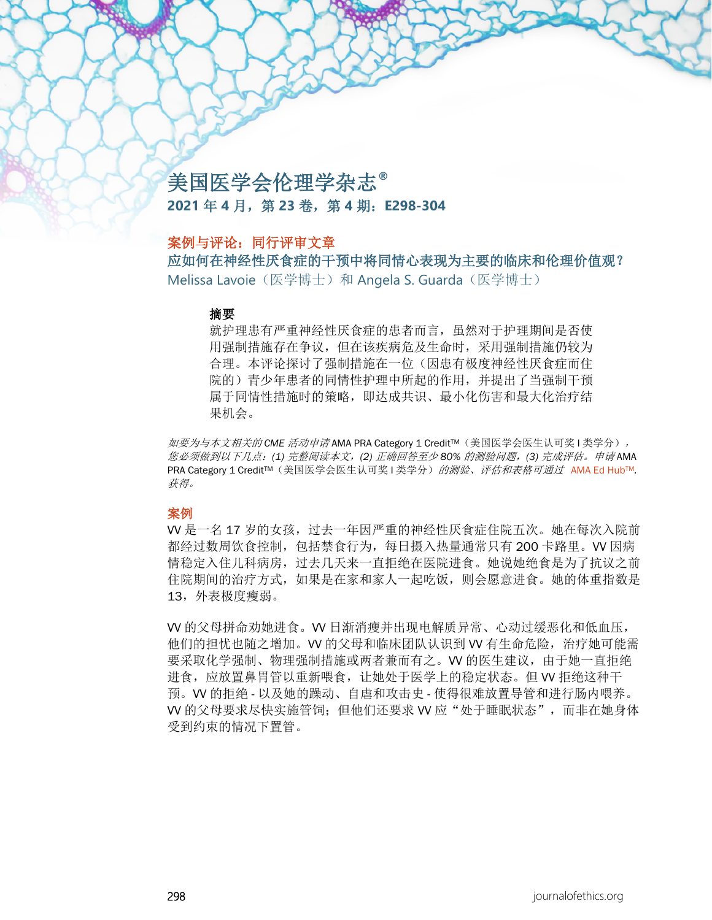# 美国医学会伦理学杂志®

**2021 年 4 月，第 23 卷，第 4 期：E298-304**

## 案例与评论：同行评审文章

## 应如何在神经性厌食症的干预中将同情心表现为主要的临床和伦理价值观？

Melissa Lavoie（医学博士）和 Angela S. Guarda（医学博士）

### 摘要

就护理患有严重神经性厌食症的患者而言，虽然对于护理期间是否使用强制措施存在争议，但在该疾病危及生命时，采用强制措施仍较为合理。本评论探讨了强制措施在一位（因患有极度神经性厌食症而住院的）青少年患者的同情性护理中所起的作用，并提出了当强制干预属于同情性措施时的策略，即达成共识、最小化伤害和最大化治疗结果机会。

*如要为与本文相关的 CME 活动申请* AMA PRA Category 1 Credit™（美国医学会医生认可奖 I 类学分），*您必须做到以下几点：(1) 完整阅读本文，(2) 正确回答至少 80% 的测验问题，(3) 完成评估。申请* AMA PRA Category 1 Credit™（美国医学会医生认可奖 I 类学分）*的测验、评估和表格可通过* AMA Ed Hub™. *获得。*

## 案例

VV 是一名 17 岁的女孩，过去一年因严重的神经性厌食症住院五次。她在每次入院前都经过数周饮食控制，包括禁食行为，每日摄入热量通常只有 200 卡路里。VV 因病情稳定入住儿科病房，过去几天来一直拒绝在医院进食。她说她绝食是为了抗议之前住院期间的治疗方式，如果是在家和家人一起吃饭，则会愿意进食。她的体重指数是 13，外表极度瘦弱。

VV 的父母拼命劝她进食。VV 日渐消瘦并出现电解质异常、心动过缓恶化和低血压，他们的担忧也随之增加。VV 的父母和临床团队认识到 VV 有生命危险，治疗她可能需要采取化学强制、物理强制措施或两者兼而有之。VV 的医生建议，由于她一直拒绝进食，应放置鼻胃管以重新喂食，让她处于医学上的稳定状态。但 VV 拒绝这种干预。VV 的拒绝 - 以及她的躁动、自虐和攻击史 - 使得很难放置导管和进行肠内喂养。VV 的父母要求尽快实施管饲；但他们还要求 VV 应“处于睡眠状态”，而非在她身体受到约束的情况下置管。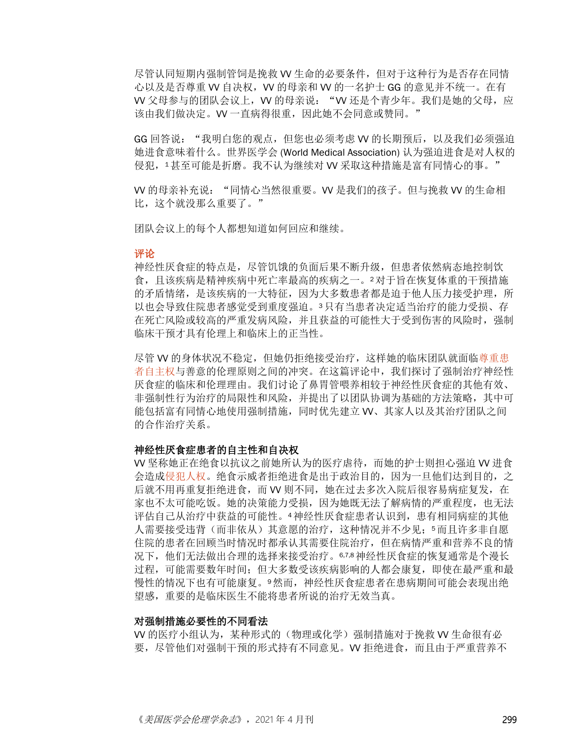尽管认同短期内强制管饲是挽救 VV 生命的必要条件，但对于这种行为是否存在同情心以及是否尊重 VV 自决权，VV 的母亲和 VV 的一名护士 GG 的意见并不统一。在有 VV 父母参与的团队会议上，VV 的母亲说："VV 还是个青少年。我们是她的父母，应该由我们做决定。VV 一直病得很重，因此她不会同意或赞同。"

GG 回答说："我明白您的观点，但您也必须考虑 VV 的长期预后，以及我们必须强迫她进食意味着什么。世界医学会 (World Medical Association) 认为强迫进食是对人权的侵犯，[1] 甚至可能是折磨。我不认为继续对 VV 采取这种措施是富有同情心的事。"

VV 的母亲补充说："同情心当然很重要。VV 是我们的孩子。但与挽救 VV 的生命相比，这个就没那么重要了。"

团队会议上的每个人都想知道如何回应和继续。

## 评论

神经性厌食症的特点是，尽管饥饿的负面后果不断升级，但患者依然病态地控制饮食，且该疾病是精神疾病中死亡率最高的疾病之一。[2] 对于旨在恢复体重的干预措施的矛盾情绪，是该疾病的一大特征，因为大多数患者都是迫于他人压力接受护理，所以也会导致住院患者感觉受到重度强迫。[3] 只有当患者决定适当治疗的能力受损、存在死亡风险或较高的严重发病风险，并且获益的可能性大于受到伤害的风险时，强制临床干预才具有伦理上和临床上的正当性。

尽管 VV 的身体状况不稳定，但她仍拒绝接受治疗，这样她的临床团队就面临尊重患者自主权与善意的伦理原则之间的冲突。在这篇评论中，我们探讨了强制治疗神经性厌食症的临床和伦理理由。我们讨论了鼻胃管喂养相较于神经性厌食症的其他有效、非强制性行为治疗的局限性和风险，并提出了以团队协调为基础的方法策略，其中可能包括富有同情心地使用强制措施，同时优先建立 VV、其家人以及其治疗团队之间的合作治疗关系。

### 神经性厌食症患者的自主性和自决权

VV 坚称她正在绝食以抗议之前她所认为的医疗虐待，而她的护士则担心强迫 VV 进食会造成侵犯人权。绝食示威者拒绝进食是出于政治目的，因为一旦他们达到目的，之后就不用再重复拒绝进食，而 VV 则不同，她在过去多次入院后很容易病症复发，在家也不太可能吃饭。她的决策能力受损，因为她既无法了解病情的严重程度，也无法评估自己从治疗中获益的可能性。[4] 神经性厌食症患者认识到，患有相同病症的其他人需要接受违背（而非依从）其意愿的治疗，这种情况并不少见；[5] 而且许多非自愿住院的患者在回顾当时情况时都承认其需要住院治疗，但在病情严重和营养不良的情况下，他们无法做出合理的选择来接受治疗。[6,7,8] 神经性厌食症的恢复通常是个漫长过程，可能需要数年时间；但大多数受该疾病影响的人都会康复，即使在最严重和最慢性的情况下也有可能康复。[9] 然而，神经性厌食症患者在患病期间可能会表现出绝望感，重要的是临床医生不能将患者所说的治疗无效当真。

### 对强制措施必要性的不同看法

VV 的医疗小组认为，某种形式的（物理或化学）强制措施对于挽救 VV 生命很有必要，尽管他们对强制干预的形式持有不同意见。VV 拒绝进食，而且由于严重营养不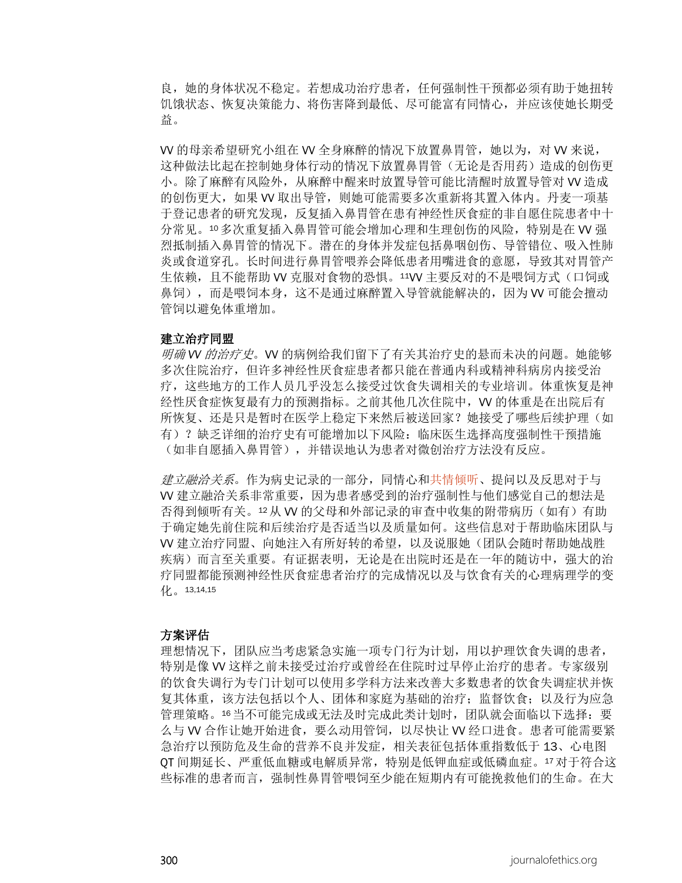良，她的身体状况不稳定。若想成功治疗患者，任何强制性干预都必须有助于她扭转饥饿状态、恢复决策能力、将伤害降到最低、尽可能富有同情心，并应该使她长期受益。

VV 的母亲希望研究小组在 VV 全身麻醉的情况下放置鼻胃管，她以为，对 VV 来说，这种做法比起在控制她身体行动的情况下放置鼻胃管（无论是否用药）造成的创伤更小。除了麻醉有风险外，从麻醉中醒来时放置导管可能比清醒时放置导管对 VV 造成的创伤更大，如果 VV 取出导管，则她可能需要多次重新将其置入体内。丹麦一项基于登记患者的研究发现，反复插入鼻胃管在患有神经性厌食症的非自愿住院患者中十分常见。[10] 多次重复插入鼻胃管可能会增加心理和生理创伤的风险，特别是在 VV 强烈抵制插入鼻胃管的情况下。潜在的身体并发症包括鼻咽创伤、导管错位、吸入性肺炎或食道穿孔。长时间进行鼻胃管喂养会降低患者用嘴进食的意愿，导致其对胃管产生依赖，且不能帮助 VV 克服对食物的恐惧。[11] VV 主要反对的不是喂饲方式（口饲或鼻饲），而是喂饲本身，这不是通过麻醉置入导管就能解决的，因为 VV 可能会擅动管饲以避免体重增加。

**建立治疗同盟**

*明确 VV 的治疗史*。VV 的病例给我们留下了有关其治疗史的悬而未决的问题。她能够多次住院治疗，但许多神经性厌食症患者都只能在普通内科或精神科病房内接受治疗，这些地方的工作人员几乎没怎么接受过饮食失调相关的专业培训。体重恢复是神经性厌食症恢复最有力的预测指标。之前其他几次住院中，VV 的体重是在出院后有所恢复、还是只是暂时在医学上稳定下来然后被送回家？她接受了哪些后续护理（如有）？缺乏详细的治疗史有可能增加以下风险：临床医生选择高度强制性干预措施（如非自愿插入鼻胃管），并错误地认为患者对微创治疗方法没有反应。

*建立融洽关系*。作为病史记录的一部分，同情心和共情倾听、提问以及反思对于与 VV 建立融洽关系非常重要，因为患者感受到的治疗强制性与他们感觉自己的想法是否得到倾听有关。[12] 从 VV 的父母和外部记录的审查中收集的附带病历（如有）有助于确定她先前住院和后续治疗是否适当以及质量如何。这些信息对于帮助临床团队与 VV 建立治疗同盟、向她注入有所好转的希望，以及说服她（团队会随时帮助她战胜疾病）而言至关重要。有证据表明，无论是在出院时还是在一年的随访中，强大的治疗同盟都能预测神经性厌食症患者治疗的完成情况以及与饮食有关的心理病理学的变化。[13,14,15]

**方案评估**

理想情况下，团队应当考虑紧急实施一项专门行为计划，用以护理饮食失调的患者，特别是像 VV 这样之前未接受过治疗或曾经在住院时过早停止治疗的患者。专家级别的饮食失调行为专门计划可以使用多学科方法来改善大多数患者的饮食失调症状并恢复其体重，该方法包括以个人、团体和家庭为基础的治疗；监督饮食；以及行为应急管理策略。[16] 当不可能完成或无法及时完成此类计划时，团队就会面临以下选择：要么与 VV 合作让她开始进食，要么动用管饲，以尽快让 VV 经口进食。患者可能需要紧急治疗以预防危及生命的营养不良并发症，相关表征包括体重指数低于 13、心电图 QT 间期延长、严重低血糖或电解质异常，特别是低钾血症或低磷血症。[17] 对于符合这些标准的患者而言，强制性鼻胃管喂饲至少能在短期内有可能挽救他们的生命。在大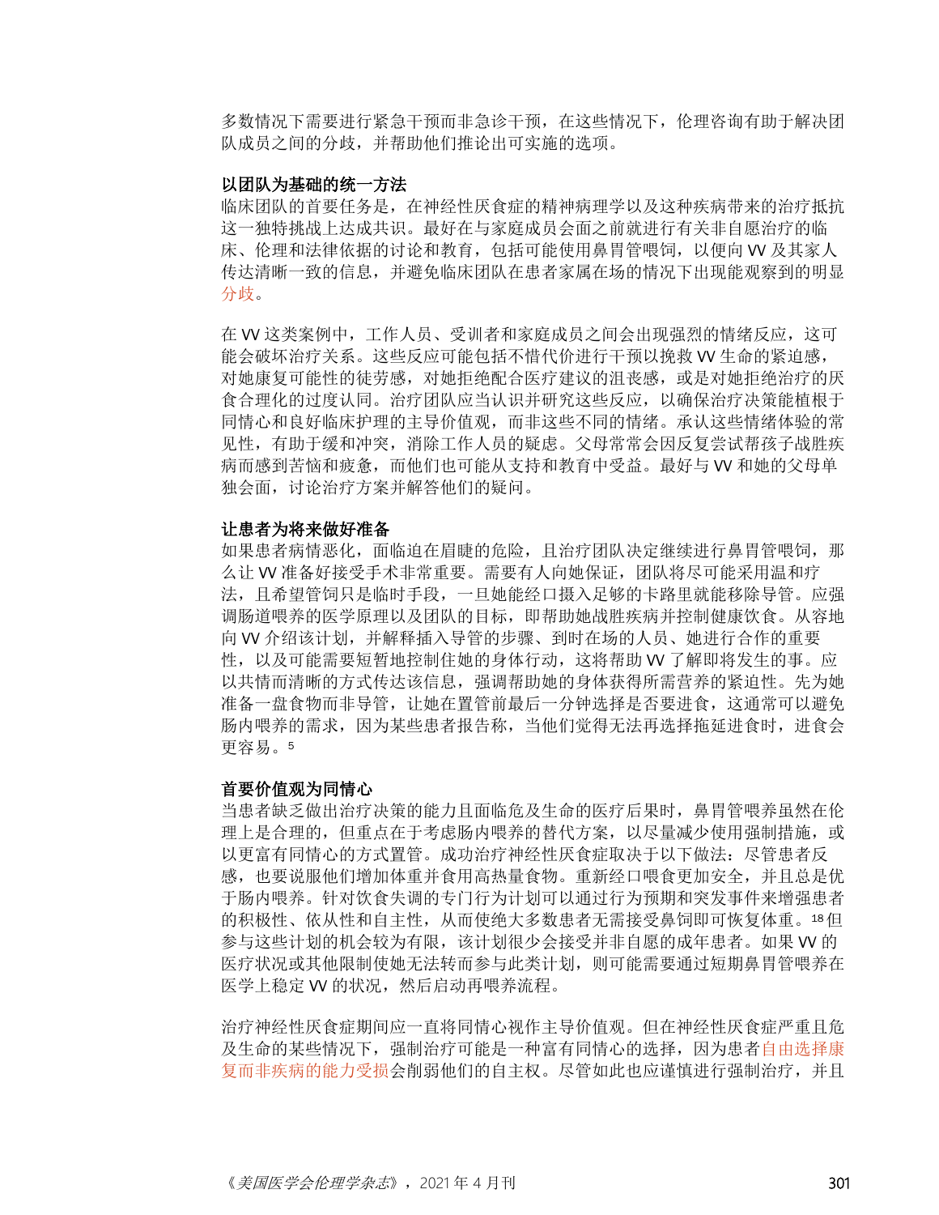多数情况下需要进行紧急干预而非急诊干预，在这些情况下，伦理咨询有助于解决团队成员之间的分歧，并帮助他们推论出可实施的选项。

**以团队为基础的统一方法**

临床团队的首要任务是，在神经性厌食症的精神病理学以及这种疾病带来的治疗抵抗这一独特挑战上达成共识。最好在与家庭成员会面之前就进行有关非自愿治疗的临床、伦理和法律依据的讨论和教育，包括可能使用鼻胃管喂饲，以便向 VV 及其家人传达清晰一致的信息，并避免临床团队在患者家属在场的情况下出现能观察到的明显分歧。

在 VV 这类案例中，工作人员、受训者和家庭成员之间会出现强烈的情绪反应，这可能会破坏治疗关系。这些反应可能包括不惜代价进行干预以挽救 VV 生命的紧迫感，对她康复可能性的徒劳感，对她拒绝配合医疗建议的沮丧感，或是对她拒绝治疗的厌食合理化的过度认同。治疗团队应当认识并研究这些反应，以确保治疗决策能植根于同情心和良好临床护理的主导价值观，而非这些不同的情绪。承认这些情绪体验的常见性，有助于缓和冲突，消除工作人员的疑虑。父母常常会因反复尝试帮孩子战胜疾病而感到苦恼和疲惫，而他们也可能从支持和教育中受益。最好与 VV 和她的父母单独会面，讨论治疗方案并解答他们的疑问。

**让患者为将来做好准备**

如果患者病情恶化，面临迫在眉睫的危险，且治疗团队决定继续进行鼻胃管喂饲，那么让 VV 准备好接受手术非常重要。需要有人向她保证，团队将尽可能采用温和疗法，且希望管饲只是临时手段，一旦她能经口摄入足够的卡路里就能移除导管。应强调肠道喂养的医学原理以及团队的目标，即帮助她战胜疾病并控制健康饮食。从容地向 VV 介绍该计划，并解释插入导管的步骤、到时在场的人员、她进行合作的重要性，以及可能需要短暂地控制住她的身体行动，这将帮助 VV 了解即将发生的事。应以共情而清晰的方式传达该信息，强调帮助她的身体获得所需营养的紧迫性。先为她准备一盘食物而非导管，让她在置管前最后一分钟选择是否要进食，这通常可以避免肠内喂养的需求，因为某些患者报告称，当他们觉得无法再选择拖延进食时，进食会更容易。[5]

**首要价值观为同情心**

当患者缺乏做出治疗决策的能力且面临危及生命的医疗后果时，鼻胃管喂养虽然在伦理上是合理的，但重点在于考虑肠内喂养的替代方案，以尽量减少使用强制措施，或以更富有同情心的方式置管。成功治疗神经性厌食症取决于以下做法：尽管患者反感，也要说服他们增加体重并食用高热量食物。重新经口喂食更加安全，并且总是优于肠内喂养。针对饮食失调的专门行为计划可以通过行为预期和突发事件来增强患者的积极性、依从性和自主性，从而使绝大多数患者无需接受鼻饲即可恢复体重。[18]但参与这些计划的机会较为有限，该计划很少会接受并非自愿的成年患者。如果 VV 的医疗状况或其他限制使她无法转而参与此类计划，则可能需要通过短期鼻胃管喂养在医学上稳定 VV 的状况，然后启动再喂养流程。

治疗神经性厌食症期间应一直将同情心视作主导价值观。但在神经性厌食症严重且危及生命的某些情况下，强制治疗可能是一种富有同情心的选择，因为患者自由选择康复而非疾病的能力受损会削弱他们的自主权。尽管如此也应谨慎进行强制治疗，并且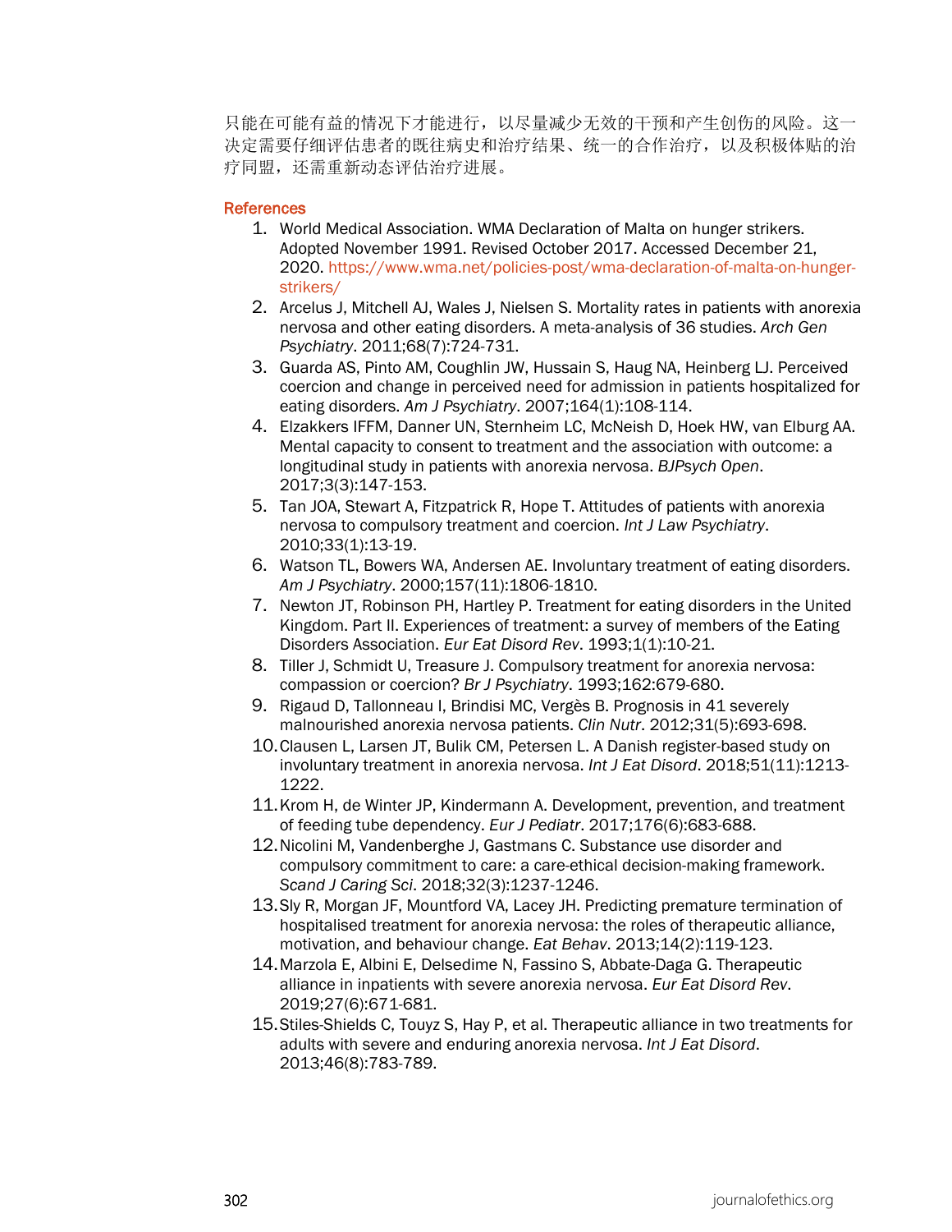只能在可能有益的情况下才能进行，以尽量减少无效的干预和产生创伤的风险。这一决定需要仔细评估患者的既往病史和治疗结果、统一的合作治疗，以及积极体贴的治疗同盟，还需重新动态评估治疗进展。

## References

1. World Medical Association. WMA Declaration of Malta on hunger strikers. Adopted November 1991. Revised October 2017. Accessed December 21, 2020. https://www.wma.net/policies-post/wma-declaration-of-malta-on-hunger-strikers/
2. Arcelus J, Mitchell AJ, Wales J, Nielsen S. Mortality rates in patients with anorexia nervosa and other eating disorders. A meta-analysis of 36 studies. *Arch Gen Psychiatry*. 2011;68(7):724-731.
3. Guarda AS, Pinto AM, Coughlin JW, Hussain S, Haug NA, Heinberg LJ. Perceived coercion and change in perceived need for admission in patients hospitalized for eating disorders. *Am J Psychiatry*. 2007;164(1):108-114.
4. Elzakkers IFFM, Danner UN, Sternheim LC, McNeish D, Hoek HW, van Elburg AA. Mental capacity to consent to treatment and the association with outcome: a longitudinal study in patients with anorexia nervosa. *BJPsych Open*. 2017;3(3):147-153.
5. Tan JOA, Stewart A, Fitzpatrick R, Hope T. Attitudes of patients with anorexia nervosa to compulsory treatment and coercion. *Int J Law Psychiatry*. 2010;33(1):13-19.
6. Watson TL, Bowers WA, Andersen AE. Involuntary treatment of eating disorders. *Am J Psychiatry*. 2000;157(11):1806-1810.
7. Newton JT, Robinson PH, Hartley P. Treatment for eating disorders in the United Kingdom. Part II. Experiences of treatment: a survey of members of the Eating Disorders Association. *Eur Eat Disord Rev*. 1993;1(1):10-21.
8. Tiller J, Schmidt U, Treasure J. Compulsory treatment for anorexia nervosa: compassion or coercion? *Br J Psychiatry*. 1993;162:679-680.
9. Rigaud D, Tallonneau I, Brindisi MC, Vergès B. Prognosis in 41 severely malnourished anorexia nervosa patients. *Clin Nutr*. 2012;31(5):693-698.
10. Clausen L, Larsen JT, Bulik CM, Petersen L. A Danish register-based study on involuntary treatment in anorexia nervosa. *Int J Eat Disord*. 2018;51(11):1213-1222.
11. Krom H, de Winter JP, Kindermann A. Development, prevention, and treatment of feeding tube dependency. *Eur J Pediatr*. 2017;176(6):683-688.
12. Nicolini M, Vandenberghe J, Gastmans C. Substance use disorder and compulsory commitment to care: a care-ethical decision-making framework. *Scand J Caring Sci*. 2018;32(3):1237-1246.
13. Sly R, Morgan JF, Mountford VA, Lacey JH. Predicting premature termination of hospitalised treatment for anorexia nervosa: the roles of therapeutic alliance, motivation, and behaviour change. *Eat Behav*. 2013;14(2):119-123.
14. Marzola E, Albini E, Delsedime N, Fassino S, Abbate-Daga G. Therapeutic alliance in inpatients with severe anorexia nervosa. *Eur Eat Disord Rev*. 2019;27(6):671-681.
15. Stiles-Shields C, Touyz S, Hay P, et al. Therapeutic alliance in two treatments for adults with severe and enduring anorexia nervosa. *Int J Eat Disord*. 2013;46(8):783-789.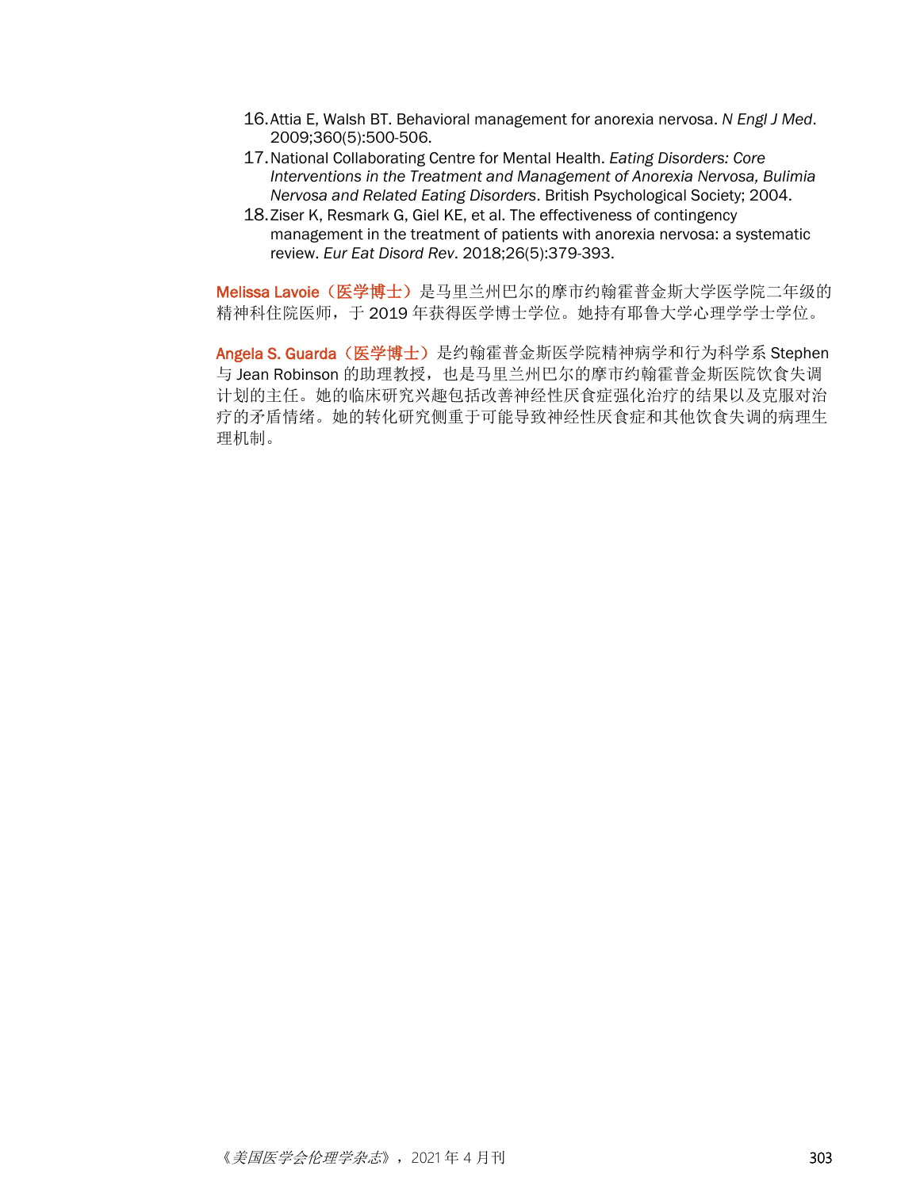16. Attia E, Walsh BT. Behavioral management for anorexia nervosa. *N Engl J Med*. 2009;360(5):500-506.
17. National Collaborating Centre for Mental Health. *Eating Disorders: Core Interventions in the Treatment and Management of Anorexia Nervosa, Bulimia Nervosa and Related Eating Disorders*. British Psychological Society; 2004.
18. Ziser K, Resmark G, Giel KE, et al. The effectiveness of contingency management in the treatment of patients with anorexia nervosa: a systematic review. *Eur Eat Disord Rev*. 2018;26(5):379-393.

**Melissa Lavoie（医学博士）**是马里兰州巴尔的摩市约翰霍普金斯大学医学院二年级的精神科住院医师，于 2019 年获得医学博士学位。她持有耶鲁大学心理学学士学位。

**Angela S. Guarda（医学博士）**是约翰霍普金斯医学院精神病学和行为科学系 Stephen 与 Jean Robinson 的助理教授，也是马里兰州巴尔的摩市约翰霍普金斯医院饮食失调计划的主任。她的临床研究兴趣包括改善神经性厌食症强化治疗的结果以及克服对治疗的矛盾情绪。她的转化研究侧重于可能导致神经性厌食症和其他饮食失调的病理生理机制。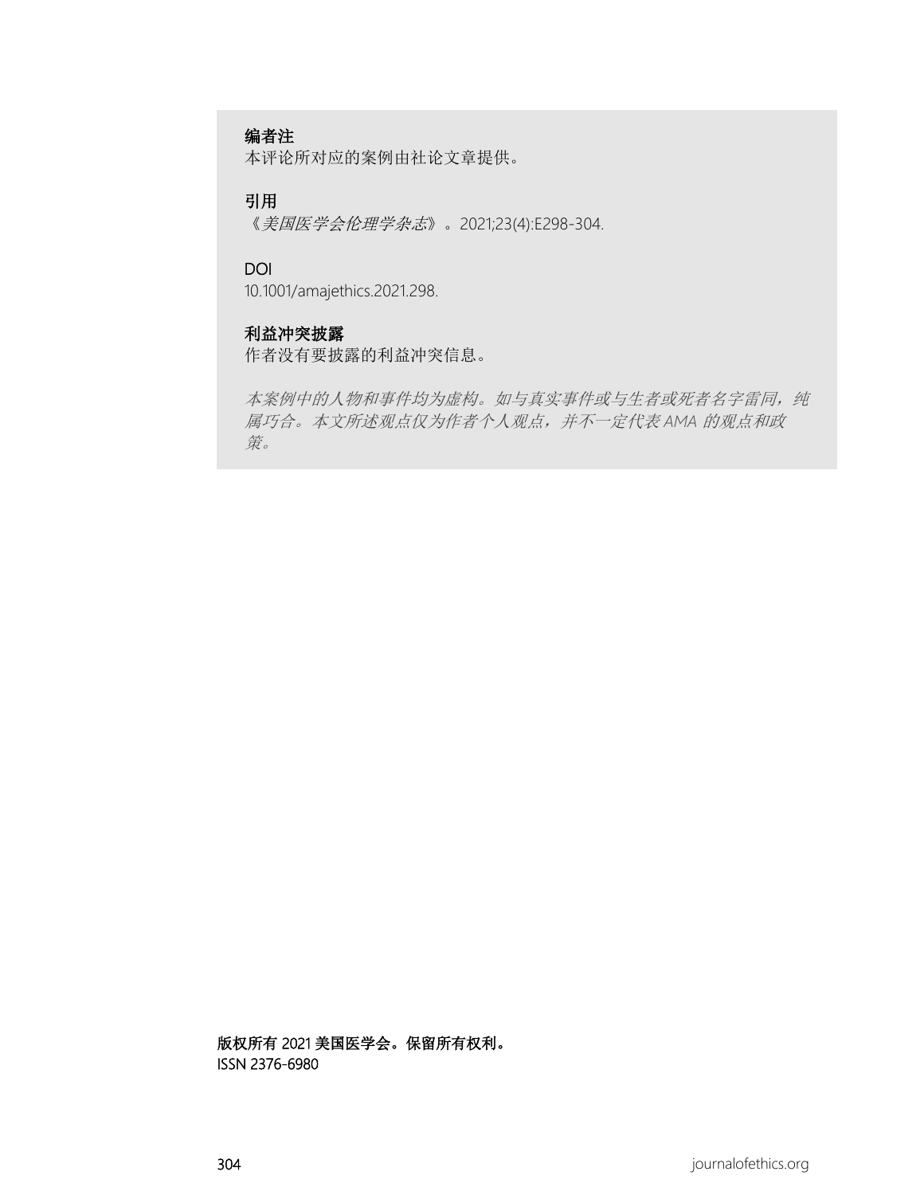**编者注**
本评论所对应的案例由社论文章提供。

**引用**
《*美国医学会伦理学杂志*》。2021;23(4):E298-304.

**DOI**
10.1001/amajethics.2021.298.

**利益冲突披露**
作者没有要披露的利益冲突信息。

*本案例中的人物和事件均为虚构。如与真实事件或与生者或死者名字雷同，纯属巧合。本文所述观点仅为作者个人观点，并不一定代表 AMA 的观点和政策。*

**版权所有 2021 美国医学会。保留所有权利。**
ISSN 2376-6980